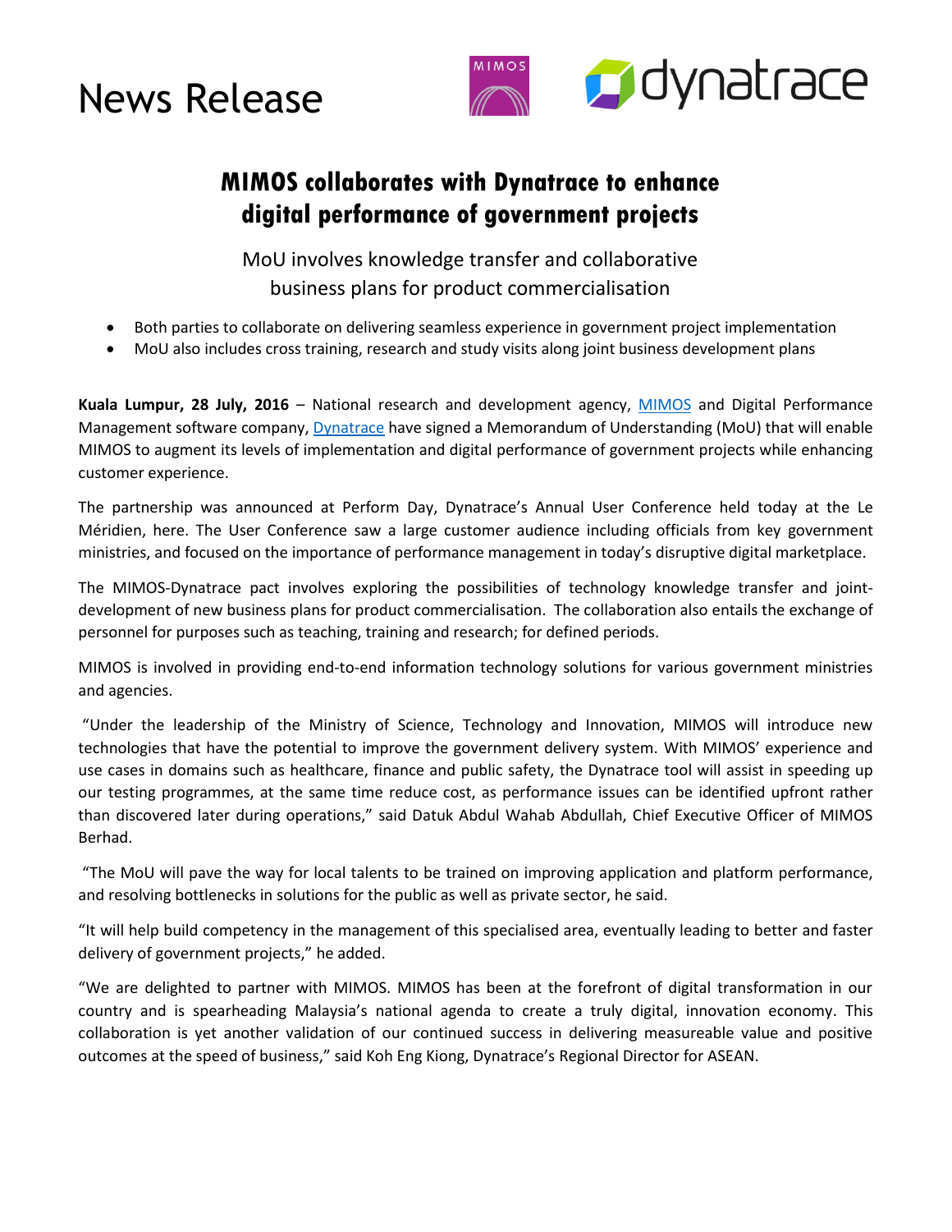# News Release

## MIMOS collaborates with Dynatrace to enhance digital performance of government projects

### MoU involves knowledge transfer and collaborative business plans for product commercialisation

- Both parties to collaborate on delivering seamless experience in government project implementation
- MoU also includes cross training, research and study visits along joint business development plans

**Kuala Lumpur, 28 July, 2016** – National research and development agency, MIMOS and Digital Performance Management software company, Dynatrace have signed a Memorandum of Understanding (MoU) that will enable MIMOS to augment its levels of implementation and digital performance of government projects while enhancing customer experience.

The partnership was announced at Perform Day, Dynatrace's Annual User Conference held today at the Le Méridien, here. The User Conference saw a large customer audience including officials from key government ministries, and focused on the importance of performance management in today's disruptive digital marketplace.

The MIMOS-Dynatrace pact involves exploring the possibilities of technology knowledge transfer and joint-development of new business plans for product commercialisation. The collaboration also entails the exchange of personnel for purposes such as teaching, training and research; for defined periods.

MIMOS is involved in providing end-to-end information technology solutions for various government ministries and agencies.

"Under the leadership of the Ministry of Science, Technology and Innovation, MIMOS will introduce new technologies that have the potential to improve the government delivery system. With MIMOS' experience and use cases in domains such as healthcare, finance and public safety, the Dynatrace tool will assist in speeding up our testing programmes, at the same time reduce cost, as performance issues can be identified upfront rather than discovered later during operations," said Datuk Abdul Wahab Abdullah, Chief Executive Officer of MIMOS Berhad.

"The MoU will pave the way for local talents to be trained on improving application and platform performance, and resolving bottlenecks in solutions for the public as well as private sector, he said.

"It will help build competency in the management of this specialised area, eventually leading to better and faster delivery of government projects," he added.

"We are delighted to partner with MIMOS. MIMOS has been at the forefront of digital transformation in our country and is spearheading Malaysia's national agenda to create a truly digital, innovation economy. This collaboration is yet another validation of our continued success in delivering measureable value and positive outcomes at the speed of business," said Koh Eng Kiong, Dynatrace's Regional Director for ASEAN.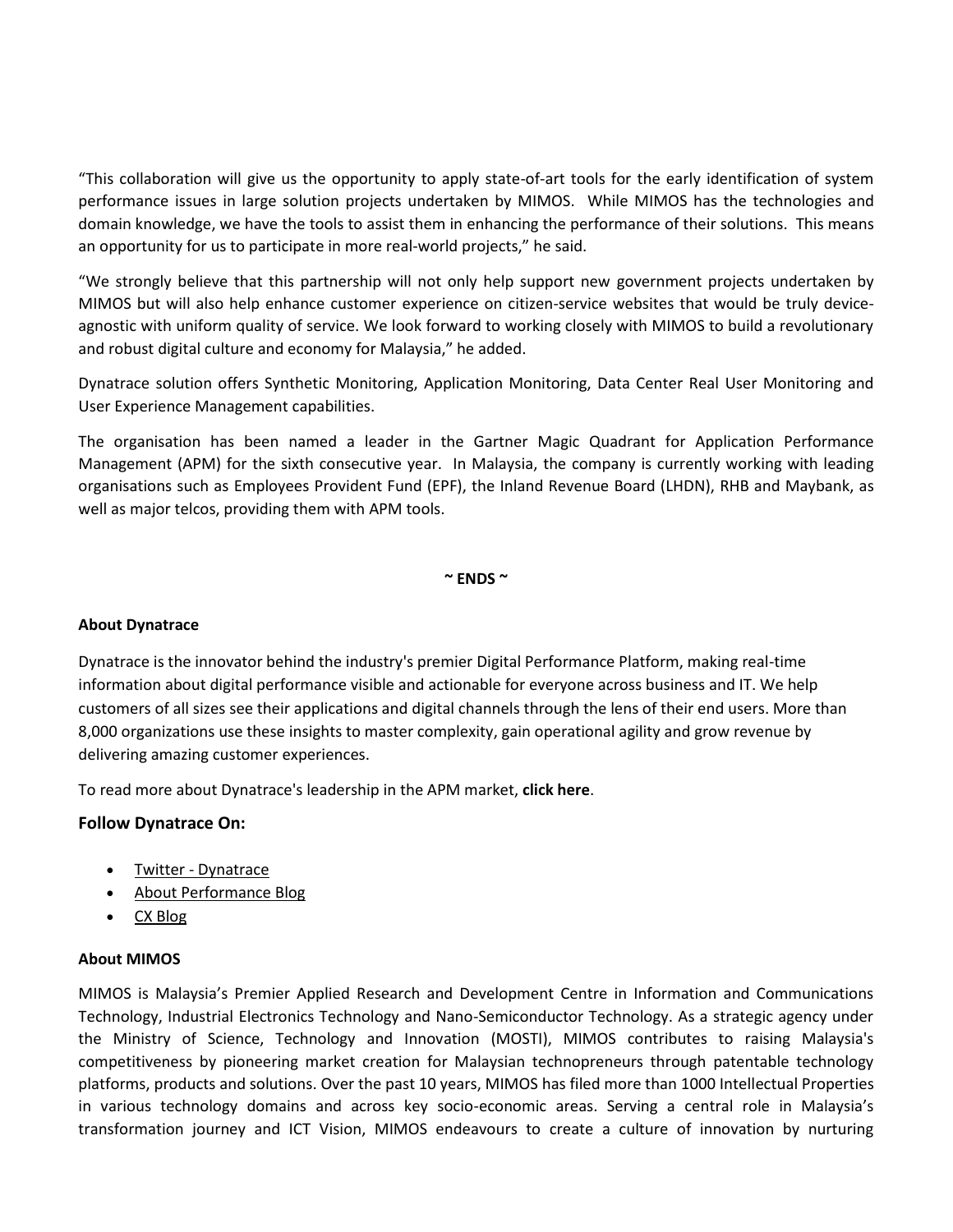"This collaboration will give us the opportunity to apply state-of-art tools for the early identification of system performance issues in large solution projects undertaken by MIMOS. While MIMOS has the technologies and domain knowledge, we have the tools to assist them in enhancing the performance of their solutions. This means an opportunity for us to participate in more real-world projects," he said.

"We strongly believe that this partnership will not only help support new government projects undertaken by MIMOS but will also help enhance customer experience on citizen-service websites that would be truly device-agnostic with uniform quality of service. We look forward to working closely with MIMOS to build a revolutionary and robust digital culture and economy for Malaysia," he added.

Dynatrace solution offers Synthetic Monitoring, Application Monitoring, Data Center Real User Monitoring and User Experience Management capabilities.

The organisation has been named a leader in the Gartner Magic Quadrant for Application Performance Management (APM) for the sixth consecutive year. In Malaysia, the company is currently working with leading organisations such as Employees Provident Fund (EPF), the Inland Revenue Board (LHDN), RHB and Maybank, as well as major telcos, providing them with APM tools.

**~ ENDS ~**

**About Dynatrace**

Dynatrace is the innovator behind the industry's premier Digital Performance Platform, making real-time information about digital performance visible and actionable for everyone across business and IT. We help customers of all sizes see their applications and digital channels through the lens of their end users. More than 8,000 organizations use these insights to master complexity, gain operational agility and grow revenue by delivering amazing customer experiences.

To read more about Dynatrace's leadership in the APM market, **click here**.

### Follow Dynatrace On:

- Twitter - Dynatrace
- About Performance Blog
- CX Blog

**About MIMOS**

MIMOS is Malaysia's Premier Applied Research and Development Centre in Information and Communications Technology, Industrial Electronics Technology and Nano-Semiconductor Technology. As a strategic agency under the Ministry of Science, Technology and Innovation (MOSTI), MIMOS contributes to raising Malaysia's competitiveness by pioneering market creation for Malaysian technopreneurs through patentable technology platforms, products and solutions. Over the past 10 years, MIMOS has filed more than 1000 Intellectual Properties in various technology domains and across key socio-economic areas. Serving a central role in Malaysia's transformation journey and ICT Vision, MIMOS endeavours to create a culture of innovation by nurturing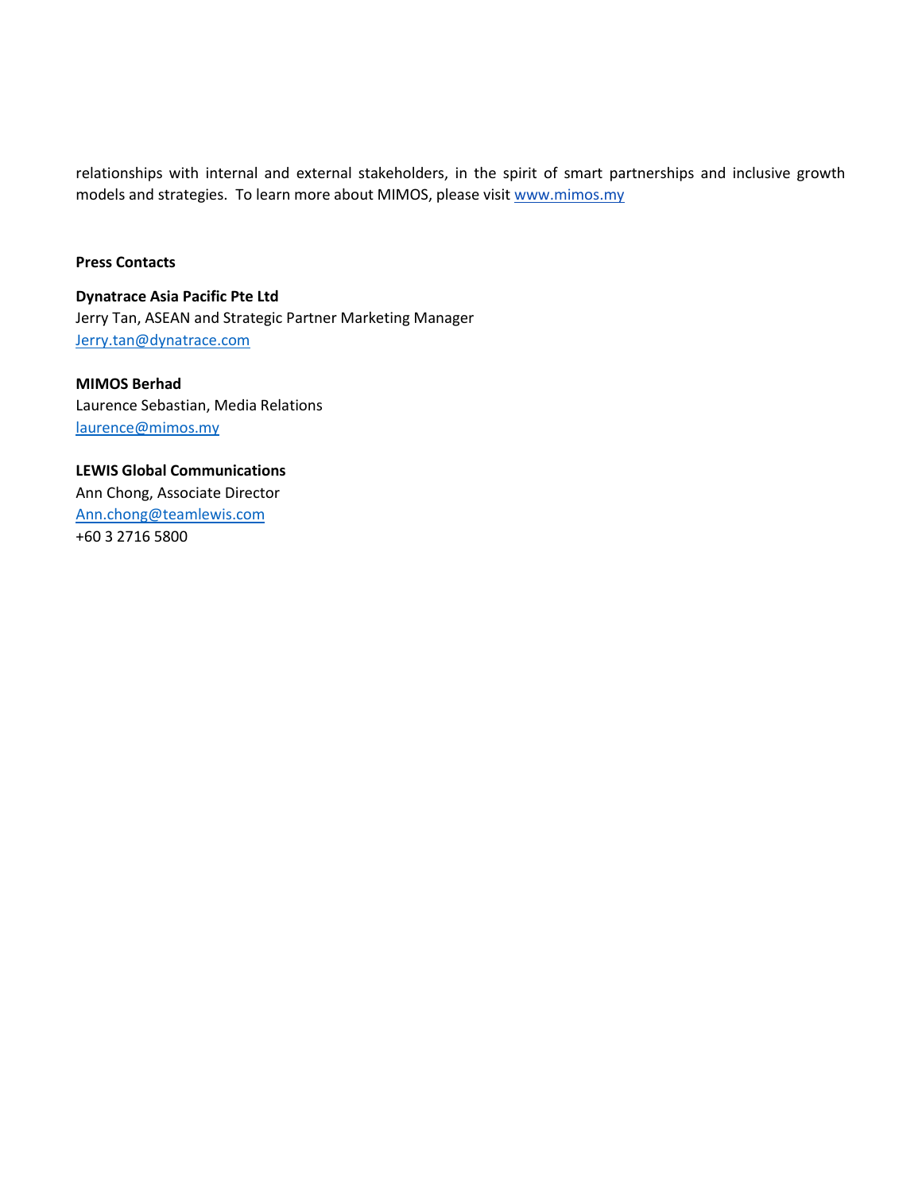relationships with internal and external stakeholders, in the spirit of smart partnerships and inclusive growth models and strategies. To learn more about MIMOS, please visit www.mimos.my

**Press Contacts**

**Dynatrace Asia Pacific Pte Ltd**
Jerry Tan, ASEAN and Strategic Partner Marketing Manager
Jerry.tan@dynatrace.com

**MIMOS Berhad**
Laurence Sebastian, Media Relations
laurence@mimos.my

**LEWIS Global Communications**
Ann Chong, Associate Director
Ann.chong@teamlewis.com
+60 3 2716 5800